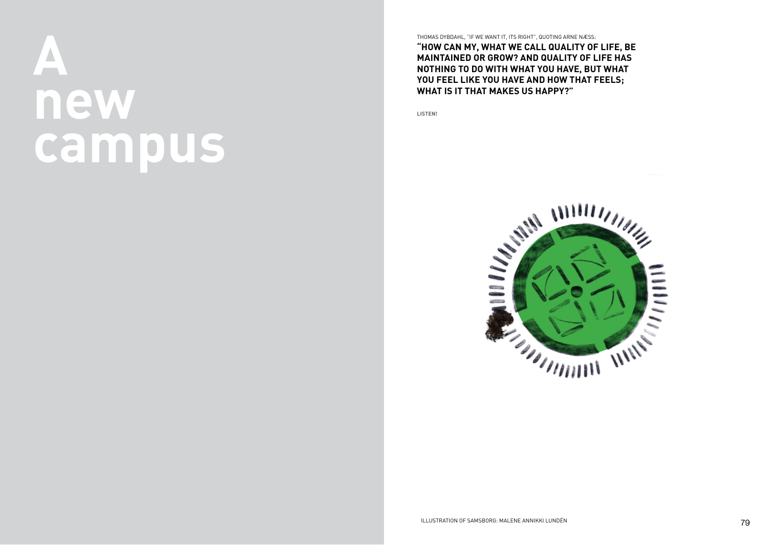# A new campus

THOMAS DYBDAHL, "IF WE WANT IT, ITS RIGHT", QUOTING ARNE NÆSS:

**"HOW CAN MY, WHAT WE CALL QUALITY OF LIFE, BE MAINTAINED OR GROW? AND QUALITY OF LIFE HAS NOTHING TO DO WITH WHAT YOU HAVE, BUT WHAT YOU FEEL LIKE YOU HAVE AND HOW THAT FEELS; WHAT IS IT THAT MAKES US HAPPY?"**

**LISTEN!**

ILLUSTRATION OF SAMSBORG: MALENE ANNIKKI LUNDÉN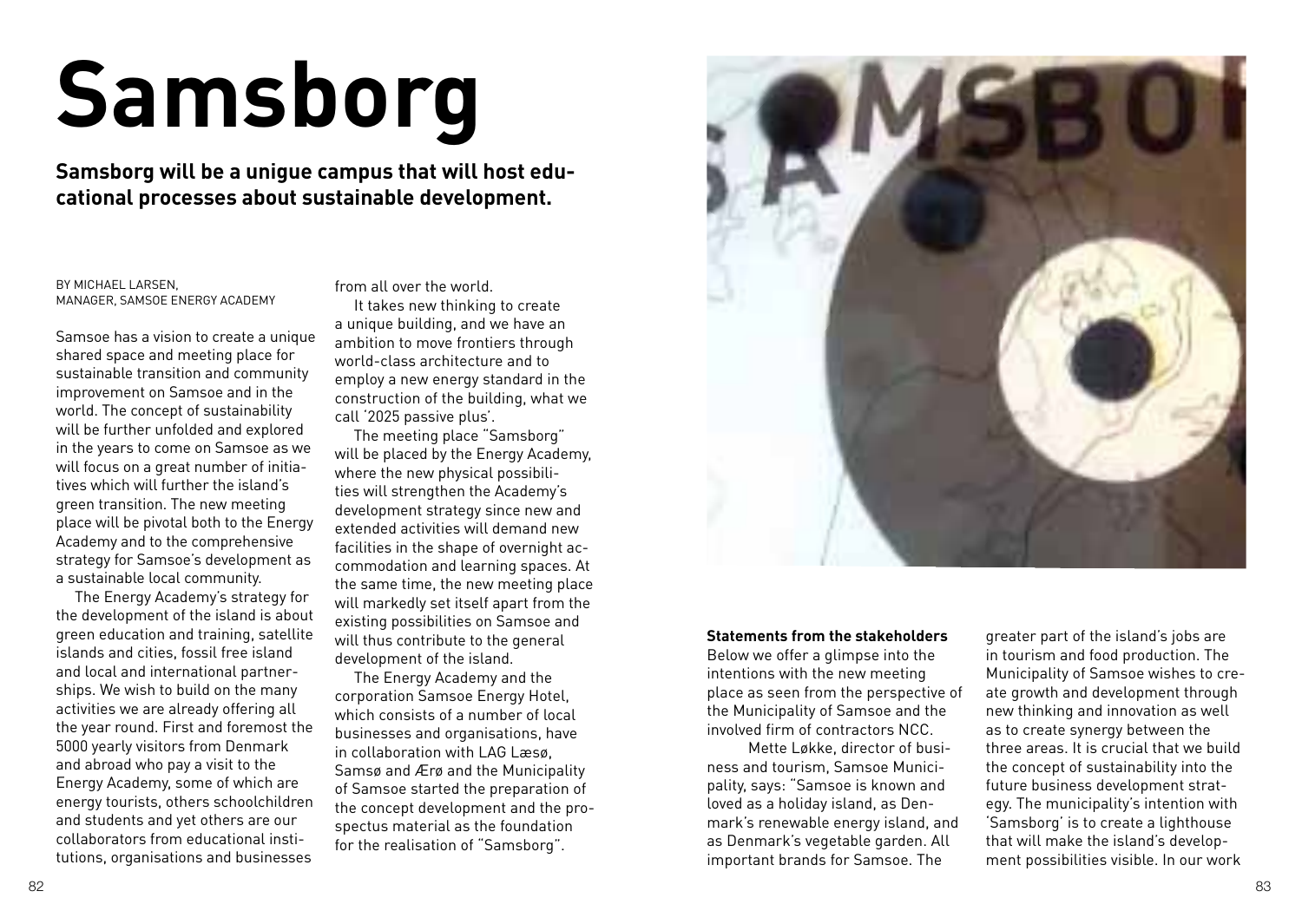# Samsborg

**Samsborg will be a unique campus that will host educational processes about sustainable development.**

BY MICHAEL LARSEN,
MANAGER, SAMSOE ENERGY ACADEMY

Samsoe has a vision to create a unique shared space and meeting place for sustainable transition and community improvement on Samsoe and in the world. The concept of sustainability will be further unfolded and explored in the years to come on Samsoe as we will focus on a great number of initiatives which will further the island's green transition. The new meeting place will be pivotal both to the Energy Academy and to the comprehensive strategy for Samsoe's development as a sustainable local community.

The Energy Academy's strategy for the development of the island is about green education and training, satellite islands and cities, fossil free island and local and international partnerships. We wish to build on the many activities we are already offering all the year round. First and foremost the 5000 yearly visitors from Denmark and abroad who pay a visit to the Energy Academy, some of which are energy tourists, others schoolchildren and students and yet others are our collaborators from educational institutions, organisations and businesses from all over the world.

It takes new thinking to create a unique building, and we have an ambition to move frontiers through world-class architecture and to employ a new energy standard in the construction of the building, what we call '2025 passive plus'.

The meeting place "Samsborg" will be placed by the Energy Academy, where the new physical possibilities will strengthen the Academy's development strategy since new and extended activities will demand new facilities in the shape of overnight accommodation and learning spaces. At the same time, the new meeting place will markedly set itself apart from the existing possibilities on Samsoe and will thus contribute to the general development of the island.

The Energy Academy and the corporation Samsoe Energy Hotel, which consists of a number of local businesses and organisations, have in collaboration with LAG Læsø, Samsø and Ærø and the Municipality of Samsoe started the preparation of the concept development and the prospectus material as the foundation for the realisation of "Samsborg".

**Statements from the stakeholders**
Below we offer a glimpse into the intentions with the new meeting place as seen from the perspective of the Municipality of Samsoe and the involved firm of contractors NCC.

Mette Løkke, director of business and tourism, Samsoe Municipality, says: "Samsoe is known and loved as a holiday island, as Denmark's renewable energy island, and as Denmark's vegetable garden. All important brands for Samsoe. The greater part of the island's jobs are in tourism and food production. The Municipality of Samsoe wishes to create growth and development through new thinking and innovation as well as to create synergy between the three areas. It is crucial that we build the concept of sustainability into the future business development strategy. The municipality's intention with 'Samsborg' is to create a lighthouse that will make the island's development possibilities visible. In our work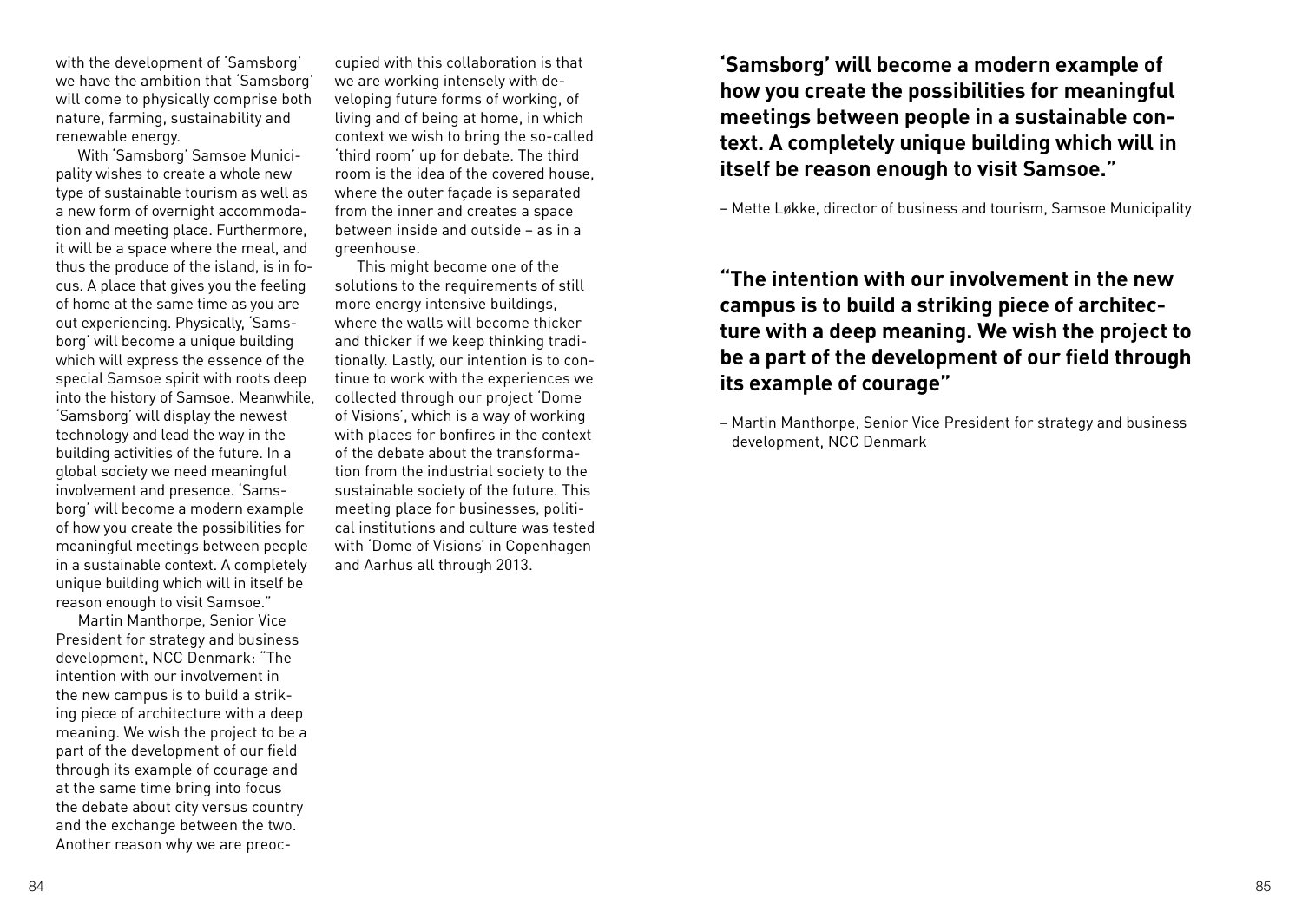with the development of 'Samsborg' we have the ambition that 'Samsborg' will come to physically comprise both nature, farming, sustainability and renewable energy.

With 'Samsborg' Samsoe Municipality wishes to create a whole new type of sustainable tourism as well as a new form of overnight accommodation and meeting place. Furthermore, it will be a space where the meal, and thus the produce of the island, is in focus. A place that gives you the feeling of home at the same time as you are out experiencing. Physically, 'Samsborg' will become a unique building which will express the essence of the special Samsoe spirit with roots deep into the history of Samsoe. Meanwhile, 'Samsborg' will display the newest technology and lead the way in the building activities of the future. In a global society we need meaningful involvement and presence. 'Samsborg' will become a modern example of how you create the possibilities for meaningful meetings between people in a sustainable context. A completely unique building which will in itself be reason enough to visit Samsoe."

Martin Manthorpe, Senior Vice President for strategy and business development, NCC Denmark: "The intention with our involvement in the new campus is to build a striking piece of architecture with a deep meaning. We wish the project to be a part of the development of our field through its example of courage and at the same time bring into focus the debate about city versus country and the exchange between the two. Another reason why we are preoccupied with this collaboration is that we are working intensely with developing future forms of working, of living and of being at home, in which context we wish to bring the so-called 'third room' up for debate. The third room is the idea of the covered house, where the outer façade is separated from the inner and creates a space between inside and outside – as in a greenhouse.

This might become one of the solutions to the requirements of still more energy intensive buildings, where the walls will become thicker and thicker if we keep thinking traditionally. Lastly, our intention is to continue to work with the experiences we collected through our project 'Dome of Visions', which is a way of working with places for bonfires in the context of the debate about the transformation from the industrial society to the sustainable society of the future. This meeting place for businesses, political institutions and culture was tested with 'Dome of Visions' in Copenhagen and Aarhus all through 2013.

**'Samsborg' will become a modern example of how you create the possibilities for meaningful meetings between people in a sustainable context. A completely unique building which will in itself be reason enough to visit Samsoe."**

– Mette Løkke, director of business and tourism, Samsoe Municipality

**"The intention with our involvement in the new campus is to build a striking piece of architecture with a deep meaning. We wish the project to be a part of the development of our field through its example of courage"**

– Martin Manthorpe, Senior Vice President for strategy and business development, NCC Denmark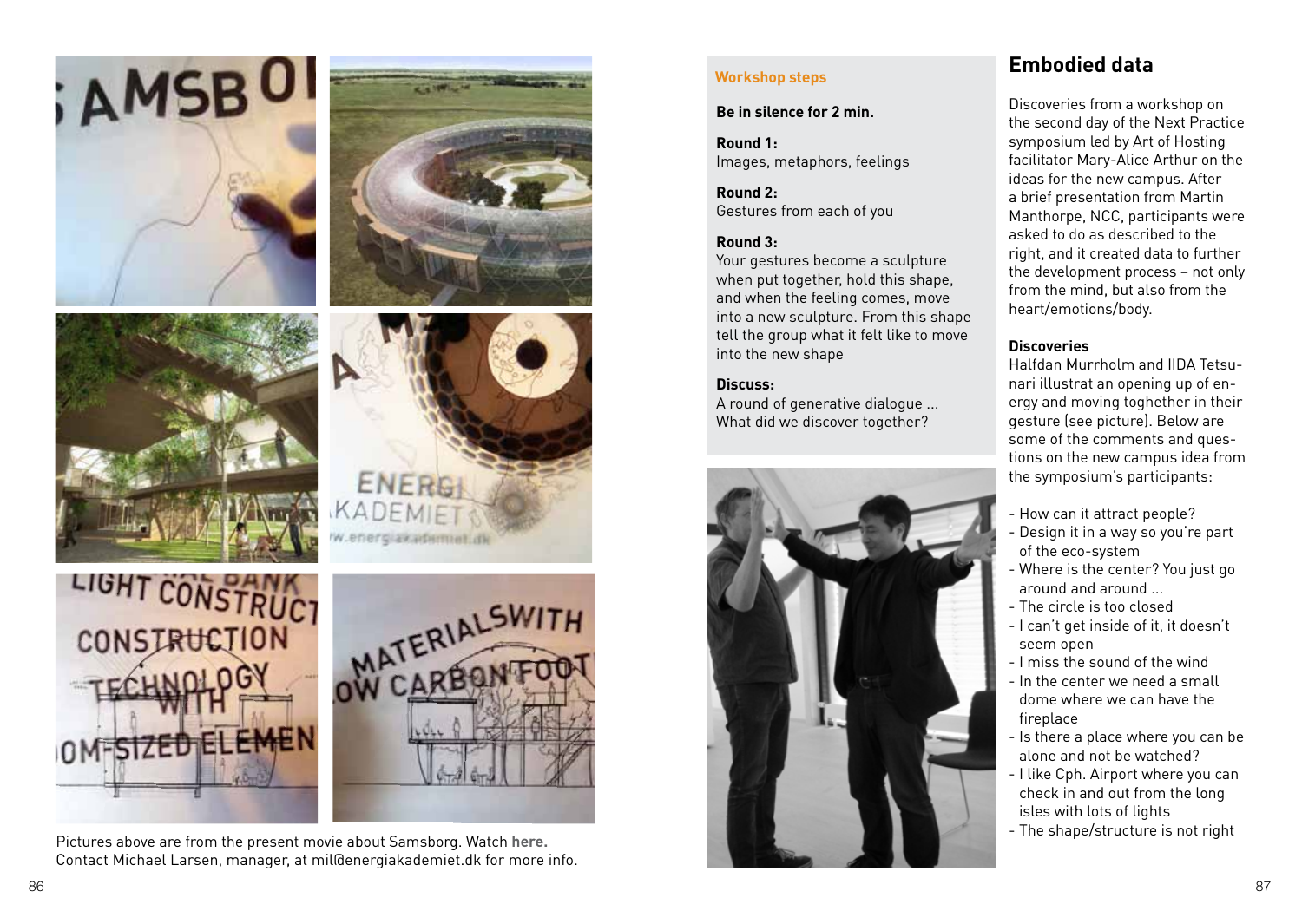Pictures above are from the present movie about Samsborg. Watch **here.**
Contact Michael Larsen, manager, at mil@energiakademiet.dk for more info.

**Workshop steps**

**Be in silence for 2 min.**

**Round 1:**
Images, metaphors, feelings

**Round 2:**
Gestures from each of you

**Round 3:**
Your gestures become a sculpture when put together, hold this shape, and when the feeling comes, move into a new sculpture. From this shape tell the group what it felt like to move into the new shape

**Discuss:**
A round of generative dialogue ...
What did we discover together?

## Embodied data

Discoveries from a workshop on the second day of the Next Practice symposium led by Art of Hosting facilitator Mary-Alice Arthur on the ideas for the new campus. After a brief presentation from Martin Manthorpe, NCC, participants were asked to do as described to the right, and it created data to further the development process – not only from the mind, but also from the heart/emotions/body.

**Discoveries**
Halfdan Murrholm and IIDA Tetsunari illustrat an opening up of energy and moving toghether in their gesture (see picture). Below are some of the comments and questions on the new campus idea from the symposium's participants:

- How can it attract people?
- Design it in a way so you're part of the eco-system
- Where is the center? You just go around and around ...
- The circle is too closed
- I can't get inside of it, it doesn't seem open
- I miss the sound of the wind
- In the center we need a small dome where we can have the fireplace
- Is there a place where you can be alone and not be watched?
- I like Cph. Airport where you can check in and out from the long isles with lots of lights
- The shape/structure is not right